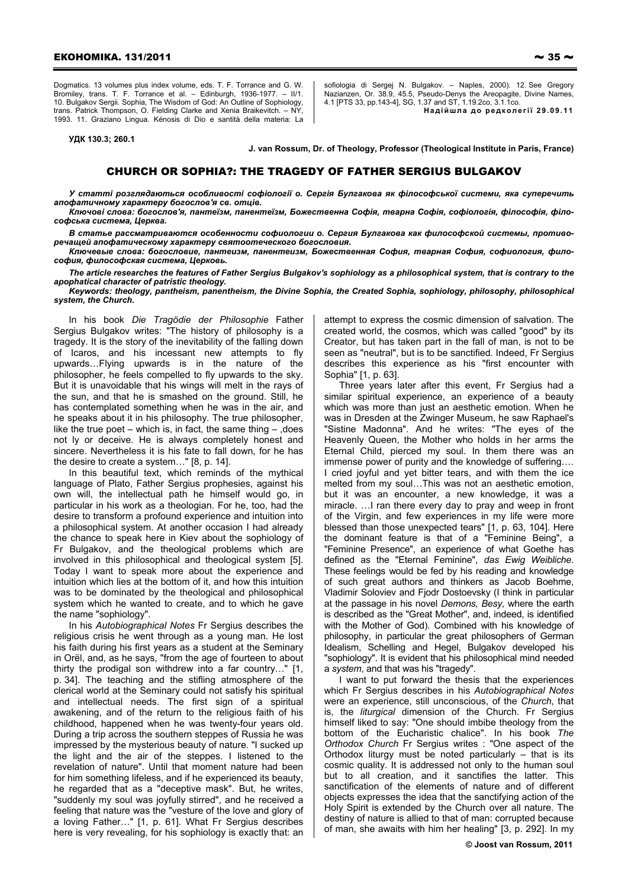Dogmatics. 13 volumes plus index volume, eds. T. F. Torrance and G. W. Bromiley, trans. T. F. Torrance et al. – Edinburgh, 1936-1977. – II/1. 10. Bulgakov Sergii. Sophia, The Wisdom of God: An Outline of Sophiology, trans. Patrick Thompson, O. Fielding Clarke and Xenia Braikevitch. – NY, 1993. 11. Graziano Lingua. Kénosis di Dio e santità della materia: La sofiologia di Sergej N. Bulgakov. – Naples, 2000). 12. See Gregory Nazianzen, Or. 38.9, 45.5, Pseudo-Denys the Areopagite, Divine Names, 4.1 [PTS 33, pp.143-4], SG, 1.37 and ST, 1.19.2co, 3.1.1co.

**Надійшла до редколегії 29.09.11**

УДК 130.3; 260.1

**J. van Rossum, Dr. of Theology, Professor (Theological Institute in Paris, France)**

# CHURCH OR SOPHIA?: THE TRAGEDY OF FATHER SERGIUS BULGAKOV

***У статті розглядаються особливості софіології о. Сергія Булгакова як філософської системи, яка суперечить апофатичному характеру богослов'я св. отців.***

***Ключові слова: богослов'я, пантеїзм, панентеїзм, Божественна Софія, тварна Софія, софіологія, філософія, філософська система, Церква.***

***В статье рассматриваются особенности софиологии о. Сергия Булгакова как философской системы, противоречащей апофатическому характеру святоотеческого богословия.***

***Ключевые слова: богословие, пантеизм, панентеизм, Божественная София, тварная София, софиология, философия, философская система, Церковь.***

***The article researches the features of Father Sergius Bulgakov's sophiology as a philosophical system, that is contrary to the apophatical character of patristic theology.***

***Keywords: theology, pantheism, panentheism, the Divine Sophia, the Created Sophia, sophiology, philosophy, philosophical system, the Church.***

In his book *Die Tragödie der Philosophie* Father Sergius Bulgakov writes: "The history of philosophy is a tragedy. It is the story of the inevitability of the falling down of Icaros, and his incessant new attempts to fly upwards…Flying upwards is in the nature of the philosopher, he feels compelled to fly upwards to the sky. But it is unavoidable that his wings will melt in the rays of the sun, and that he is smashed on the ground. Still, he has contemplated something when he was in the air, and he speaks about it in his philosophy. The true philosopher, like the true poet – which is, in fact, the same thing – ,does not ly or deceive. He is always completely honest and sincere. Nevertheless it is his fate to fall down, for he has the desire to create a system…" [8, p. 14].

In this beautiful text, which reminds of the mythical language of Plato, Father Sergius prophesies, against his own will, the intellectual path he himself would go, in particular in his work as a theologian. For he, too, had the desire to transform a profound experience and intuition into a philosophical system. At another occasion I had already the chance to speak here in Kiev about the sophiology of Fr Bulgakov, and the theological problems which are involved in this philosophical and theological system [5]. Today I want to speak more about the experience and intuition which lies at the bottom of it, and how this intuition was to be dominated by the theological and philosophical system which he wanted to create, and to which he gave the name "sophiology".

In his *Autobiographical Notes* Fr Sergius describes the religious crisis he went through as a young man. He lost his faith during his first years as a student at the Seminary in Orël, and, as he says, "from the age of fourteen to about thirty the prodigal son withdrew into a far country…" [1, p. 34]. The teaching and the stifling atmosphere of the clerical world at the Seminary could not satisfy his spiritual and intellectual needs. The first sign of a spiritual awakening, and of the return to the religious faith of his childhood, happened when he was twenty-four years old. During a trip across the southern steppes of Russia he was impressed by the mysterious beauty of nature. "I sucked up the light and the air of the steppes. I listened to the revelation of nature". Until that moment nature had been for him something lifeless, and if he experienced its beauty, he regarded that as a "deceptive mask". But, he writes, "suddenly my soul was joyfully stirred", and he received a feeling that nature was the "vesture of the love and glory of a loving Father…" [1, p. 61]. What Fr Sergius describes here is very revealing, for his sophiology is exactly that: an attempt to express the cosmic dimension of salvation. The created world, the cosmos, which was called "good" by its Creator, but has taken part in the fall of man, is not to be seen as "neutral", but is to be sanctified. Indeed, Fr Sergius describes this experience as his "first encounter with Sophia" [1, p. 63].

Three years later after this event, Fr Sergius had a similar spiritual experience, an experience of a beauty which was more than just an aesthetic emotion. When he was in Dresden at the Zwinger Museum, he saw Raphael's "Sistine Madonna". And he writes: "The eyes of the Heavenly Queen, the Mother who holds in her arms the Eternal Child, pierced my soul. In them there was an immense power of purity and the knowledge of suffering…. I cried joyful and yet bitter tears, and with them the ice melted from my soul…This was not an aesthetic emotion, but it was an encounter, a new knowledge, it was a miracle. …I ran there every day to pray and weep in front of the Virgin, and few experiences in my life were more blessed than those unexpected tears" [1, p. 63, 104]. Here the dominant feature is that of a "Feminine Being", a "Feminine Presence", an experience of what Goethe has defined as the "Eternal Feminine", *das Ewig Weibliche*. These feelings would be fed by his reading and knowledge of such great authors and thinkers as Jacob Boehme, Vladimir Soloviev and Fjodr Dostoevsky (I think in particular at the passage in his novel *Demons, Besy,* where the earth is described as the "Great Mother", and, indeed, is identified with the Mother of God). Combined with his knowledge of philosophy, in particular the great philosophers of German Idealism, Schelling and Hegel, Bulgakov developed his "sophiology". It is evident that his philosophical mind needed a *system*, and that was his "tragedy".

I want to put forward the thesis that the experiences which Fr Sergius describes in his *Autobiographical Notes* were an experience, still unconscious, of the *Church*, that is, the *liturgical* dimension of the Church. Fr Sergius himself liked to say: "One should imbibe theology from the bottom of the Eucharistic chalice". In his book *The Orthodox Church* Fr Sergius writes : "One aspect of the Orthodox liturgy must be noted particularly – that is its cosmic quality. It is addressed not only to the human soul but to all creation, and it sanctifies the latter. This sanctification of the elements of nature and of different objects expresses the idea that the sanctifying action of the Holy Spirit is extended by the Church over all nature. The destiny of nature is allied to that of man: corrupted because of man, she awaits with him her healing" [3, p. 292]. In my

© Joost van Rossum, 2011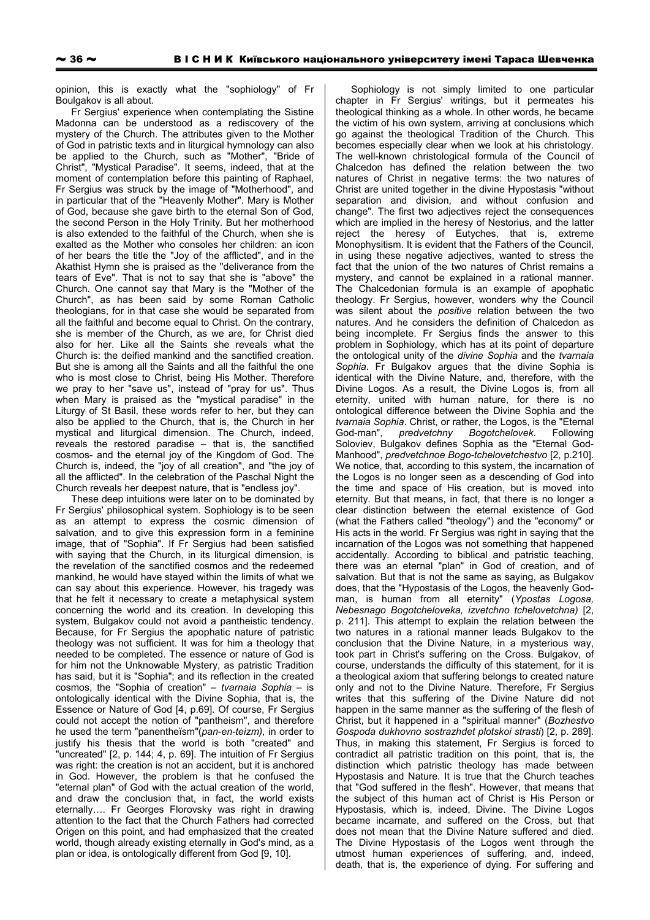opinion, this is exactly what the "sophiology" of Fr Boulgakov is all about.

Fr Sergius' experience when contemplating the Sistine Madonna can be understood as a rediscovery of the mystery of the Church. The attributes given to the Mother of God in patristic texts and in liturgical hymnology can also be applied to the Church, such as "Mother", "Bride of Christ", "Mystical Paradise". It seems, indeed, that at the moment of contemplation before this painting of Raphael, Fr Sergius was struck by the image of "Motherhood", and in particular that of the "Heavenly Mother". Mary is Mother of God, because she gave birth to the eternal Son of God, the second Person in the Holy Trinity. But her motherhood is also extended to the faithful of the Church, when she is exalted as the Mother who consoles her children: an icon of her bears the title the "Joy of the afflicted", and in the Akathist Hymn she is praised as the "deliverance from the tears of Eve". That is not to say that she is "above" the Church. One cannot say that Mary is the "Mother of the Church", as has been said by some Roman Catholic theologians, for in that case she would be separated from all the faithful and become equal to Christ. On the contrary, she is member of the Church, as we are, for Christ died also for her. Like all the Saints she reveals what the Church is: the deified mankind and the sanctified creation. But she is among all the Saints and all the faithful the one who is most close to Christ, being His Mother. Therefore we pray to her "save us", instead of "pray for us". Thus when Mary is praised as the "mystical paradise" in the Liturgy of St Basil, these words refer to her, but they can also be applied to the Church, that is, the Church in her mystical and liturgical dimension. The Church, indeed, reveals the restored paradise – that is, the sanctified cosmos- and the eternal joy of the Kingdom of God. The Church is, indeed, the "joy of all creation", and "the joy of all the afflicted". In the celebration of the Paschal Night the Church reveals her deepest nature, that is "endless joy".

These deep intuitions were later on to be dominated by Fr Sergius' philosophical system. Sophiology is to be seen as an attempt to express the cosmic dimension of salvation, and to give this expression form in a feminine image, that of "Sophia". If Fr Sergius had been satisfied with saying that the Church, in its liturgical dimension, is the revelation of the sanctified cosmos and the redeemed mankind, he would have stayed within the limits of what we can say about this experience. However, his tragedy was that he felt it necessary to create a metaphysical system concerning the world and its creation. In developing this system, Bulgakov could not avoid a pantheistic tendency. Because, for Fr Sergius the apophatic nature of patristic theology was not sufficient. It was for him a theology that needed to be completed. The essence or nature of God is for him not the Unknowable Mystery, as patristic Tradition has said, but it is "Sophia"; and its reflection in the created cosmos, the "Sophia of creation" – *tvarnaia Sophia* – is ontologically identical with the Divine Sophia, that is, the Essence or Nature of God [4, p.69]. Of course, Fr Sergius could not accept the notion of "pantheism", and therefore he used the term "panentheïsm"(*pan-en-teizm)*, in order to justify his thesis that the world is both "created" and "uncreated" [2, p. 144; 4, p. 69]. The intuition of Fr Sergius was right: the creation is not an accident, but it is anchored in God. However, the problem is that he confused the "eternal plan" of God with the actual creation of the world, and draw the conclusion that, in fact, the world exists eternally…. Fr Georges Florovsky was right in drawing attention to the fact that the Church Fathers had corrected Origen on this point, and had emphasized that the created world, though already existing eternally in God's mind, as a plan or idea, is ontologically different from God [9, 10].

Sophiology is not simply limited to one particular chapter in Fr Sergius' writings, but it permeates his theological thinking as a whole. In other words, he became the victim of his own system, arriving at conclusions which go against the theological Tradition of the Church. This becomes especially clear when we look at his christology. The well-known christological formula of the Council of Chalcedon has defined the relation between the two natures of Christ in negative terms: the two natures of Christ are united together in the divine Hypostasis "without separation and division, and without confusion and change". The first two adjectives reject the consequences which are implied in the heresy of Nestorius, and the latter reject the heresy of Eutyches, that is, extreme Monophysitism. It is evident that the Fathers of the Council, in using these negative adjectives, wanted to stress the fact that the union of the two natures of Christ remains a mystery, and cannot be explained in a rational manner. The Chalcedonian formula is an example of apophatic theology. Fr Sergius, however, wonders why the Council was silent about the *positive* relation between the two natures. And he considers the definition of Chalcedon as being incomplete. Fr Sergius finds the answer to this problem in Sophiology, which has at its point of departure the ontological unity of the *divine Sophia* and the *tvarnaia Sophia*. Fr Bulgakov argues that the divine Sophia is identical with the Divine Nature, and, therefore, with the Divine Logos. As a result, the Divine Logos is, from all eternity, united with human nature, for there is no ontological difference between the Divine Sophia and the *tvarnaia Sophia*. Christ, or rather, the Logos, is the "Eternal God-man", *predvetchny Bogotchelovek*. Following Soloviev, Bulgakov defines Sophia as the "Eternal God-Manhood", *predvetchnoe Bogo-tchelovetchestvo* [2, p.210]. We notice, that, according to this system, the incarnation of the Logos is no longer seen as a descending of God into the time and space of His creation, but is moved into eternity. But that means, in fact, that there is no longer a clear distinction between the eternal existence of God (what the Fathers called "theology") and the "economy" or His acts in the world. Fr Sergius was right in saying that the incarnation of the Logos was not something that happened accidentally. According to biblical and patristic teaching, there was an eternal "plan" in God of creation, and of salvation. But that is not the same as saying, as Bulgakov does, that the "Hypostasis of the Logos, the heavenly God-man, is human from all eternity" (*Ypostas Logosa, Nebesnago Bogotcheloveka, izvetchno tchelovetchna)* [2, p. 211]. This attempt to explain the relation between the two natures in a rational manner leads Bulgakov to the conclusion that the Divine Nature, in a mysterious way, took part in Christ's suffering on the Cross. Bulgakov, of course, understands the difficulty of this statement, for it is a theological axiom that suffering belongs to created nature only and not to the Divine Nature. Therefore, Fr Sergius writes that this suffering of the Divine Nature did not happen in the same manner as the suffering of the flesh of Christ, but it happened in a "spiritual manner" (*Bozhestvo Gospoda dukhovno sostrazhdet plotskoi strasti*) [2, p. 289]. Thus, in making this statement, Fr Sergius is forced to contradict all patristic tradition on this point, that is, the distinction which patristic theology has made between Hypostasis and Nature. It is true that the Church teaches that "God suffered in the flesh". However, that means that the subject of this human act of Christ is His Person or Hypostasis, which is, indeed, Divine. The Divine Logos became incarnate, and suffered on the Cross, but that does not mean that the Divine Nature suffered and died. The Divine Hypostasis of the Logos went through the utmost human experiences of suffering, and, indeed, death, that is, the experience of dying. For suffering and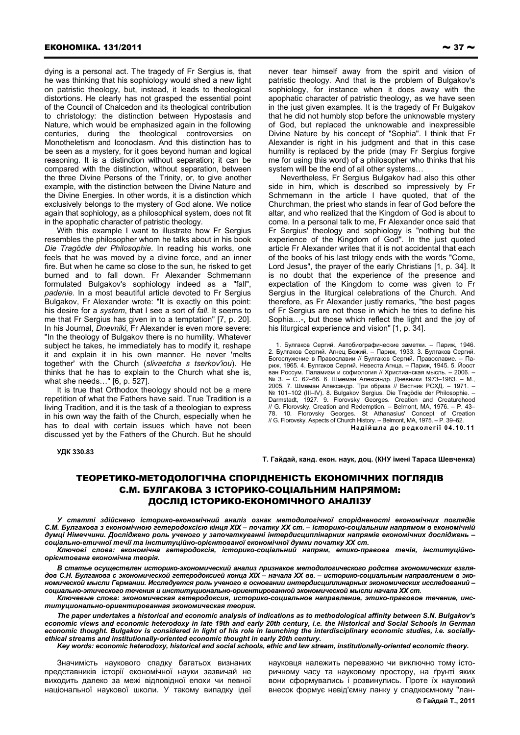dying is a personal act. The tragedy of Fr Sergius is, that he was thinking that his sophiology would shed a new light on patristic theology, but, instead, it leads to theological distortions. He clearly has not grasped the essential point of the Council of Chalcedon and its theological contribution to christology: the distinction between Hypostasis and Nature, which would be emphasized again in the following centuries, during the theological controversies on Monotheletism and Iconoclasm. And this distinction has to be seen as a mystery, for it goes beyond human and logical reasoning. It is a distinction without separation; it can be compared with the distinction, without separation, between the three Divine Persons of the Trinity, or, to give another example, with the distinction between the Divine Nature and the Divine Energies. In other words, it is a distinction which exclusively belongs to the mystery of God alone. We notice again that sophiology, as a philosophical system, does not fit in the apophatic character of patristic theology.

With this example I want to illustrate how Fr Sergius resembles the philosopher whom he talks about in his book *Die Tragödie der Philosophie*. In reading his works, one feels that he was moved by a divine force, and an inner fire. But when he came so close to the sun, he risked to get burned and to fall down. Fr Alexander Schmemann formulated Bulgakov's sophiology indeed as a "fall", *padenie.* In a most beautiful article devoted to Fr Sergius Bulgakov, Fr Alexander wrote: "It is exactly on this point: his desire for a *system*, that I see a sort of *fall*. It seems to me that Fr Sergius has given in to a temptation" [7, p. 20]. In his Journal, *Dnevniki*, Fr Alexander is even more severe: "In the theology of Bulgakov there is no humility. Whatever subject he takes, he immediately has to modify it, reshape it and explain it in his own manner. He never 'melts together' with the Church (*slivaetcha s tserkov'iou*). He thinks that he has to explain to the Church what she is, what she needs…" [6, p. 527].

It is true that Orthodox theology should not be a mere repetition of what the Fathers have said. True Tradition is a living Tradition, and it is the task of a theologian to express in his own way the faith of the Church, especially when he has to deal with certain issues which have not been discussed yet by the Fathers of the Church. But he should never tear himself away from the spirit and vision of patristic theology. And that is the problem of Bulgakov's sophiology, for instance when it does away with the apophatic character of patristic theology, as we have seen in the just given examples. It is the tragedy of Fr Bulgakov that he did not humbly stop before the unknowable mystery of God, but replaced the unknowable and inexpressible Divine Nature by his concept of "Sophia". I think that Fr Alexander is right in his judgment and that in this case humility is replaced by the pride (may Fr Sergius forgive me for using this word) of a philosopher who thinks that his system will be the end of all other systems…

Nevertheless, Fr Sergius Bulgakov had also this other side in him, which is described so impressively by Fr Schmemann in the article I have quoted, that of the Churchman, the priest who stands in fear of God before the altar, and who realized that the Kingdom of God is about to come. In a personal talk to me, Fr Alexander once said that Fr Sergius' theology and sophiology is "nothing but the experience of the Kingdom of God". In the just quoted article Fr Alexander writes that it is not accidental that each of the books of his last trilogy ends with the words "Come, Lord Jesus", the prayer of the early Christians [1, p. 34]. It is no doubt that the experience of the presence and expectation of the Kingdom to come was given to Fr Sergius in the liturgical celebrations of the Church. And therefore, as Fr Alexander justly remarks, "the best pages of Fr Sergius are not those in which he tries to define his Sophia…-, but those which reflect the light and the joy of his liturgical experience and vision" [1, p. 34].

1. Булгаков Сергий. Автобиографические заметки. – Париж, 1946. 2. Булгаков Сергий. Агнец Божий. – Париж, 1933. 3. Булгаков Сергий. Богослужение в Православии // Булгаков Сергий. Православие. – Париж, 1965. 4. Булгаков Сергий. Невеста Агнца. – Париж, 1945. 5. Йоост ван Россум. Паламизм и софиология // Христианская мысль. – 2006. – № 3. – С. 62–66. 6. Шмеман Александр. Дневники 1973–1983. – М., 2005. 7. Шмеман Александр. Три образа // Вестник РСХД. – 1971. – № 101–102 (III–IV). 8. Bulgakov Sergius. Die Tragödie der Philosophie. – Darmstadt, 1927. 9. Florovsky Georges. Creation and Creaturehood // G. Florovsky. Creation and Redemption. – Belmont, MA, 1976. – P. 43–78. 10. Florovsky Georges. St Athanasius' Concept of Creation // G. Florovsky. Aspects of Church History. – Belmont, MA, 1975. – P. 39–62.

**Надійшла до редколегії 04.10.11**

УДК 330.83

**Т. Гайдай, канд. екон. наук, доц. (КНУ імені Тараса Шевченка)**

## ТЕОРЕТИКО-МЕТОДОЛОГІЧНА СПОРІДНЕНІСТЬ ЕКОНОМІЧНИХ ПОГЛЯДІВ С.М. БУЛГАКОВА З ІСТОРИКО-СОЦІАЛЬНИМ НАПРЯМОМ: ДОСЛІД ІСТОРИКО-ЕКОНОМІЧНОГО АНАЛІЗУ

***У статті здійснено історико-економічний аналіз ознак методологічної спорідненості економічних поглядів С.М. Булгакова з економічною гетеродоксією кінця XIX – початку XX ст. – історико-соціальним напрямом в економічній думці Німеччини. Досліджено роль ученого у започаткуванні інтердисциплінарних напрямів економічних досліджень – соціально-етичної течії та інституційно-орієнтованої економічної думки початку XX ст.***

***Ключові слова: економічна гетеродоксія, історико-соціальний напрям, етико-правова течія, інституційно-орієнтована економічна теорія.***

***В статье осуществлен историко-экономический анализ признаков методологического родства экономических взглядов С.Н. Булгакова с экономической гетеродоксией конца XIX – начала XX вв. – историко-социальным направлением в экономической мысли Германии. Исследуется роль ученого в основании интердисциплинарных экономических исследований – социально-этического течения и институционально-ориентированной экономической мысли начала XX ст.***

***Ключевые слова: экономическая гетеродоксия, историко-социальное направление, этико-правовое течение, институционально-ориентированная экономическая теория.***

***The paper undertakes a historical and economic analysis of indications as to methodological affinity between S.N. Bulgakov's economic views and economic heterodoxy in late 19th and early 20th century, i.e. the Historical and Social Schools in German economic thought. Bulgakov is considered in light of his role in launching the interdisciplinary economic studies, i.e. socially-ethical streams and institutionally-oriented economic thought in early 20th century.***

***Key words: economic heterodoxy, historical and social schools, ethic and law stream, institutionally-oriented economic theory.***

Значимість наукового спадку багатьох визнаних представників історії економічної науки зазвичай не виходить далеко за межі відповідної епохи чи певної національної наукової школи. У такому випадку ідеї науковця належить переважно чи виключно тому історичному часу та науковому простору, на ґрунті яких вони сформувались і розвинулись. Проте їх науковий внесок формує невід'ємну ланку у спадкоємному "лан-

**© Гайдай Т., 2011**